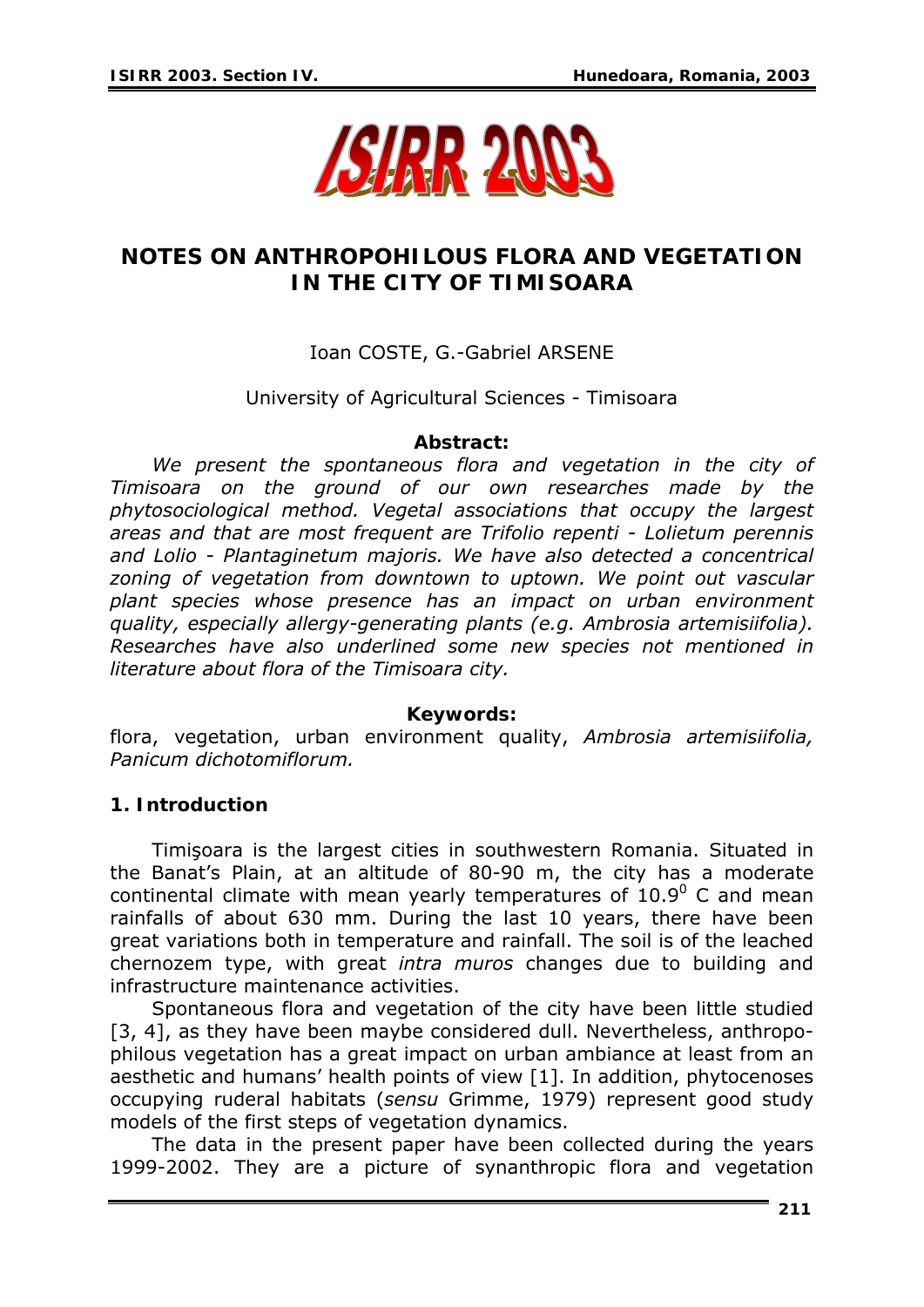# NOTES ON ANTHROPOHILOUS FLORA AND VEGETATION IN THE CITY OF TIMISOARA

Ioan COSTE, G.-Gabriel ARSENE

University of Agricultural Sciences - Timisoara

**Abstract:**

*We present the spontaneous flora and vegetation in the city of Timisoara on the ground of our own researches made by the phytosociological method. Vegetal associations that occupy the largest areas and that are most frequent are Trifolio repenti - Lolietum perennis and Lolio - Plantaginetum majoris. We have also detected a concentrical zoning of vegetation from downtown to uptown. We point out vascular plant species whose presence has an impact on urban environment quality, especially allergy-generating plants (e.g. Ambrosia artemisiifolia). Researches have also underlined some new species not mentioned in literature about flora of the Timisoara city.*

**Keywords:**

flora, vegetation, urban environment quality, *Ambrosia artemisiifolia, Panicum dichotomiflorum.*

## 1. Introduction

Timişoara is the largest cities in southwestern Romania. Situated in the Banat's Plain, at an altitude of 80-90 m, the city has a moderate continental climate with mean yearly temperatures of $10.9^0$ C and mean rainfalls of about 630 mm. During the last 10 years, there have been great variations both in temperature and rainfall. The soil is of the leached chernozem type, with great *intra muros* changes due to building and infrastructure maintenance activities.

Spontaneous flora and vegetation of the city have been little studied [3, 4], as they have been maybe considered dull. Nevertheless, anthropophilous vegetation has a great impact on urban ambiance at least from an aesthetic and humans' health points of view [1]. In addition, phytocenoses occupying ruderal habitats (*sensu* Grimme, 1979) represent good study models of the first steps of vegetation dynamics.

The data in the present paper have been collected during the years 1999-2002. They are a picture of synanthropic flora and vegetation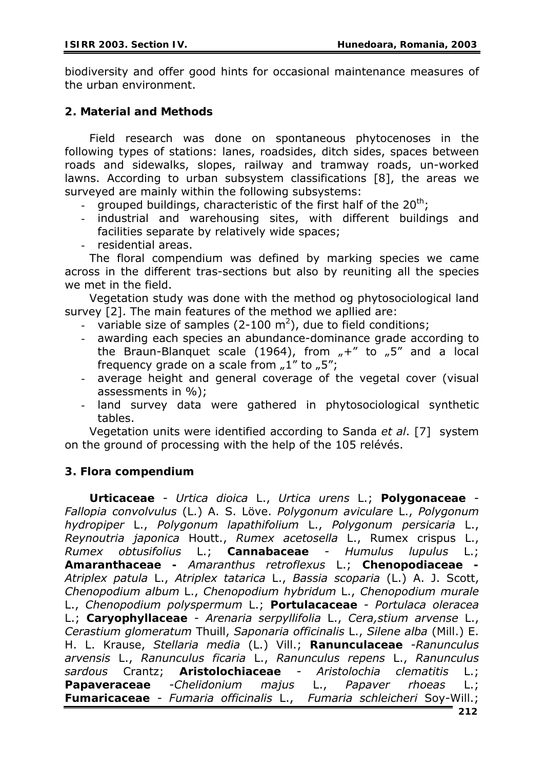biodiversity and offer good hints for occasional maintenance measures of the urban environment.

## 2. Material and Methods

Field research was done on spontaneous phytocenoses in the following types of stations: lanes, roadsides, ditch sides, spaces between roads and sidewalks, slopes, railway and tramway roads, un-worked lawns. According to urban subsystem classifications [8], the areas we surveyed are mainly within the following subsystems:

- grouped buildings, characteristic of the first half of the 20[th];
- industrial and warehousing sites, with different buildings and facilities separate by relatively wide spaces;
- residential areas.

The floral compendium was defined by marking species we came across in the different tras-sections but also by reuniting all the species we met in the field.

Vegetation study was done with the method og phytosociological land survey [2]. The main features of the method we apllied are:

- variable size of samples (2-100 $m^2$), due to field conditions;
- awarding each species an abundance-dominance grade according to the Braun-Blanquet scale (1964), from „+" to „5" and a local frequency grade on a scale from „1" to „5";
- average height and general coverage of the vegetal cover (visual assessments in %);
- land survey data were gathered in phytosociological synthetic tables.

Vegetation units were identified according to Sanda *et al*. [7] system on the ground of processing with the help of the 105 relévés.

## 3. Flora compendium

**Urticaceae** - *Urtica dioica* L., *Urtica urens* L.; **Polygonaceae** - *Fallopia convolvulus* (L.) A. S. Löve. *Polygonum aviculare* L., *Polygonum hydropiper* L., *Polygonum lapathifolium* L., *Polygonum persicaria* L., *Reynoutria japonica* Houtt., *Rumex acetosella* L., Rumex crispus L., *Rumex obtusifolius* L.; **Cannabaceae** - *Humulus lupulus* L.; **Amaranthaceae -** *Amaranthus retroflexus* L.; **Chenopodiaceae -** *Atriplex patula* L., *Atriplex tatarica* L., *Bassia scoparia* (L.) A. J. Scott, *Chenopodium album* L., *Chenopodium hybridum* L., *Chenopodium murale* L., *Chenopodium polyspermum* L.; **Portulacaceae** - *Portulaca oleracea* L.; **Caryophyllaceae** - *Arenaria serpyllifolia* L., *Cera,stium arvense* L., *Cerastium glomeratum* Thuill, *Saponaria officinalis* L., *Silene alba* (Mill.) E. H. L. Krause, *Stellaria media* (L.) Vill.; **Ranunculaceae** -*Ranunculus arvensis* L., *Ranunculus ficaria* L., *Ranunculus repens* L., *Ranunculus sardous* Crantz; **Aristolochiaceae** - *Aristolochia clematitis* L.; **Papaveraceae** -*Chelidonium majus* L., *Papaver rhoeas* L.; **Fumaricaceae** - *Fumaria officinalis* L., *Fumaria schleicheri* Soy-Will.;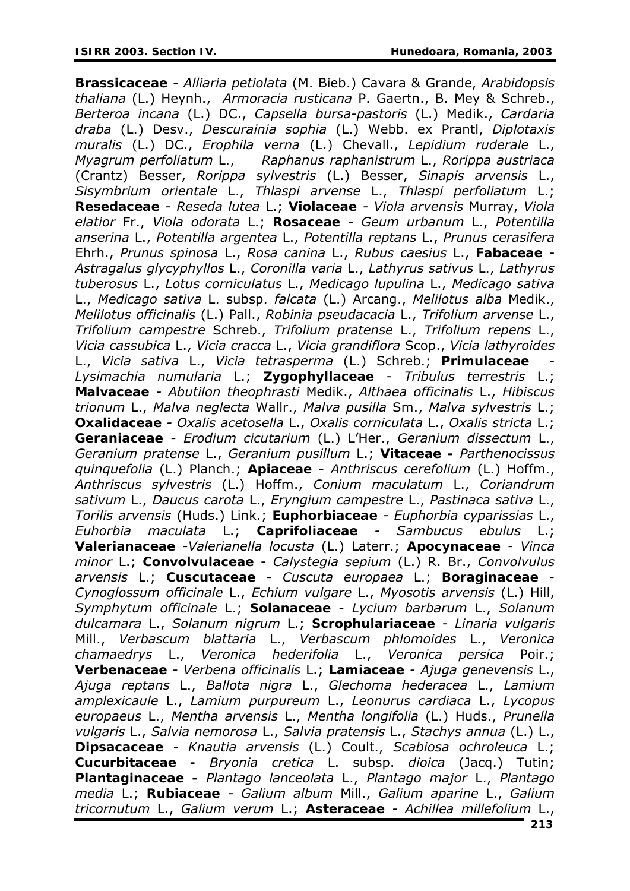**Brassicaceae** - *Alliaria petiolata* (M. Bieb.) Cavara & Grande, *Arabidopsis thaliana* (L.) Heynh., *Armoracia rusticana* P. Gaertn., B. Mey & Schreb., *Berteroa incana* (L.) DC., *Capsella bursa-pastoris* (L.) Medik., *Cardaria draba* (L.) Desv., *Descurainia sophia* (L.) Webb. ex Prantl, *Diplotaxis muralis* (L.) DC., *Erophila verna* (L.) Chevall., *Lepidium ruderale* L., *Myagrum perfoliatum* L., *Raphanus raphanistrum* L., *Rorippa austriaca* (Crantz) Besser, *Rorippa sylvestris* (L.) Besser, *Sinapis arvensis* L., *Sisymbrium orientale* L., *Thlaspi arvense* L., *Thlaspi perfoliatum* L.; **Resedaceae** - *Reseda lutea* L.; **Violaceae** - *Viola arvensis* Murray, *Viola elatior* Fr., *Viola odorata* L.; **Rosaceae** - *Geum urbanum* L., *Potentilla anserina* L., *Potentilla argentea* L., *Potentilla reptans* L., *Prunus cerasifera* Ehrh., *Prunus spinosa* L., *Rosa canina* L., *Rubus caesius* L., **Fabaceae** - *Astragalus glycyphyllos* L., *Coronilla varia* L., *Lathyrus sativus* L., *Lathyrus tuberosus* L., *Lotus corniculatus* L., *Medicago lupulina* L., *Medicago sativa* L., *Medicago sativa* L. subsp. *falcata* (L.) Arcang., *Melilotus alba* Medik., *Melilotus officinalis* (L.) Pall., *Robinia pseudacacia* L., *Trifolium arvense* L., *Trifolium campestre* Schreb., *Trifolium pratense* L., *Trifolium repens* L., *Vicia cassubica* L., *Vicia cracca* L., *Vicia grandiflora* Scop., *Vicia lathyroides* L., *Vicia sativa* L., *Vicia tetrasperma* (L.) Schreb.; **Primulaceae** - *Lysimachia numularia* L.; **Zygophyllaceae** - *Tribulus terrestris* L.; **Malvaceae** - *Abutilon theophrasti* Medik., *Althaea officinalis* L., *Hibiscus trionum* L., *Malva neglecta* Wallr., *Malva pusilla* Sm., *Malva sylvestris* L.; **Oxalidaceae** - *Oxalis acetosella* L., *Oxalis corniculata* L., *Oxalis stricta* L.; **Geraniaceae** - *Erodium cicutarium* (L.) L'Her., *Geranium dissectum* L., *Geranium pratense* L., *Geranium pusillum* L.; **Vitaceae -** *Parthenocissus quinquefolia* (L.) Planch.; **Apiaceae** - *Anthriscus cerefolium* (L.) Hoffm., *Anthriscus sylvestris* (L.) Hoffm., *Conium maculatum* L., *Coriandrum sativum* L., *Daucus carota* L., *Eryngium campestre* L., *Pastinaca sativa* L., *Torilis arvensis* (Huds.) Link.; **Euphorbiaceae** - *Euphorbia cyparissias* L., *Euhorbia maculata* L.; **Caprifoliaceae** - *Sambucus ebulus* L.; **Valerianaceae** -*Valerianella locusta* (L.) Laterr.; **Apocynaceae** - *Vinca minor* L.; **Convolvulaceae** - *Calystegia sepium* (L.) R. Br., *Convolvulus arvensis* L.; **Cuscutaceae** - *Cuscuta europaea* L.; **Boraginaceae** - *Cynoglossum officinale* L., *Echium vulgare* L., *Myosotis arvensis* (L.) Hill, *Symphytum officinale* L.; **Solanaceae** - *Lycium barbarum* L., *Solanum dulcamara* L., *Solanum nigrum* L.; **Scrophulariaceae** - *Linaria vulgaris* Mill., *Verbascum blattaria* L., *Verbascum phlomoides* L., *Veronica chamaedrys* L., *Veronica hederifolia* L., *Veronica persica* Poir.; **Verbenaceae** - *Verbena officinalis* L.; **Lamiaceae** - *Ajuga genevensis* L., *Ajuga reptans* L., *Ballota nigra* L., *Glechoma hederacea* L., *Lamium amplexicaule* L., *Lamium purpureum* L., *Leonurus cardiaca* L., *Lycopus europaeus* L., *Mentha arvensis* L., *Mentha longifolia* (L.) Huds., *Prunella vulgaris* L., *Salvia nemorosa* L., *Salvia pratensis* L., *Stachys annua* (L.) L., **Dipsacaceae** - *Knautia arvensis* (L.) Coult., *Scabiosa ochroleuca* L.; **Cucurbitaceae -** *Bryonia cretica* L. subsp. *dioica* (Jacq.) Tutin; **Plantaginaceae -** *Plantago lanceolata* L., *Plantago major* L., *Plantago media* L.; **Rubiaceae** - *Galium album* Mill., *Galium aparine* L., *Galium tricornutum* L., *Galium verum* L.; **Asteraceae** - *Achillea millefolium* L.,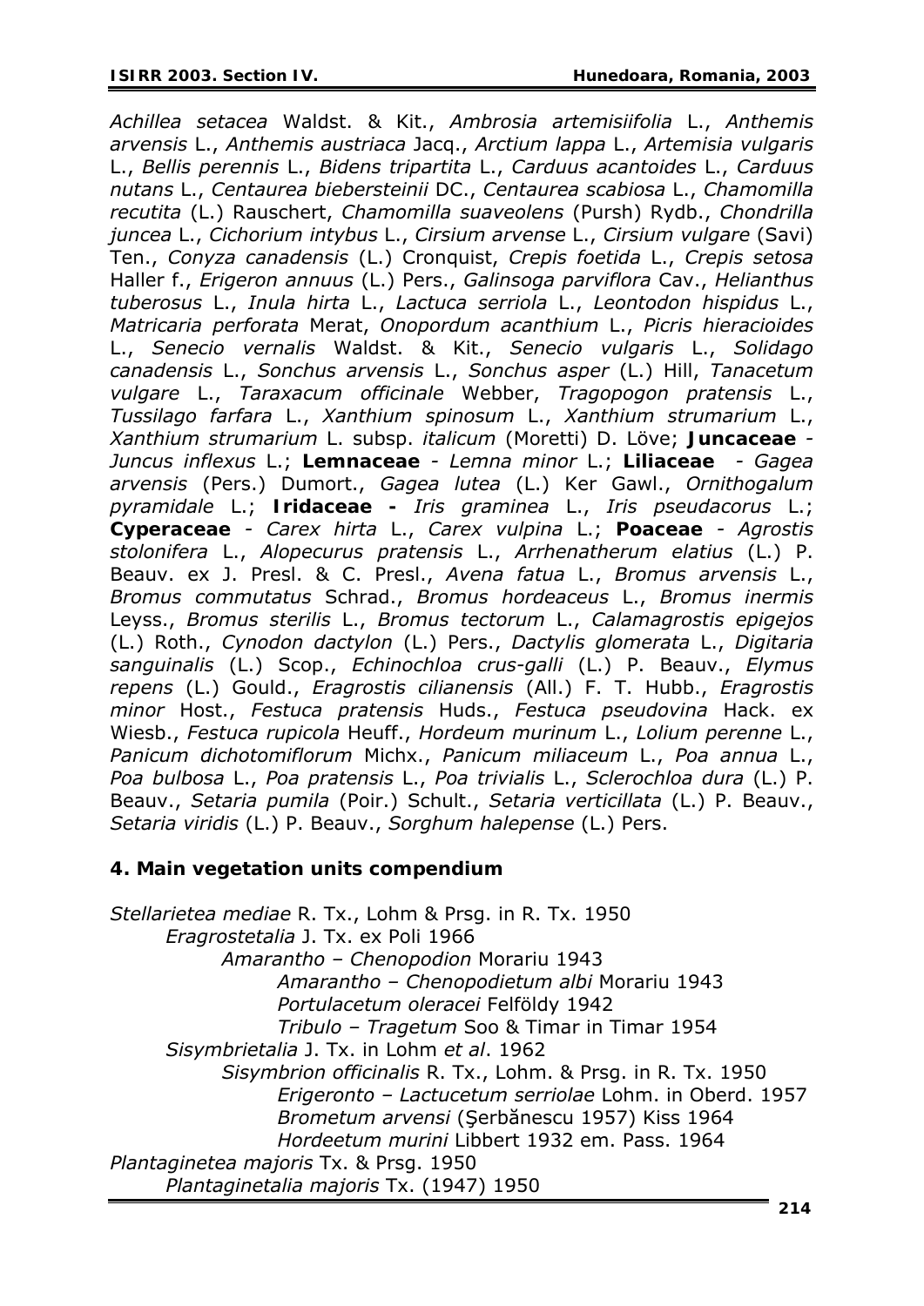*Achillea setacea* Waldst. & Kit., *Ambrosia artemisiifolia* L., *Anthemis arvensis* L., *Anthemis austriaca* Jacq., *Arctium lappa* L., *Artemisia vulgaris* L., *Bellis perennis* L., *Bidens tripartita* L., *Carduus acantoides* L., *Carduus nutans* L., *Centaurea biebersteinii* DC., *Centaurea scabiosa* L., *Chamomilla recutita* (L.) Rauschert, *Chamomilla suaveolens* (Pursh) Rydb., *Chondrilla juncea* L., *Cichorium intybus* L., *Cirsium arvense* L., *Cirsium vulgare* (Savi) Ten., *Conyza canadensis* (L.) Cronquist, *Crepis foetida* L., *Crepis setosa* Haller f., *Erigeron annuus* (L.) Pers., *Galinsoga parviflora* Cav., *Helianthus tuberosus* L., *Inula hirta* L., *Lactuca serriola* L., *Leontodon hispidus* L., *Matricaria perforata* Merat, *Onopordum acanthium* L., *Picris hieracioides* L., *Senecio vernalis* Waldst. & Kit., *Senecio vulgaris* L., *Solidago canadensis* L., *Sonchus arvensis* L., *Sonchus asper* (L.) Hill, *Tanacetum vulgare* L., *Tagopogon pratensis* L., *Tussilago farfara* L., *Xanthium spinosum* L., *Xanthium strumarium* L., *Xanthium strumarium* L. subsp. *italicum* (Moretti) D. Löve; **Juncaceae** - *Juncus inflexus* L.; **Lemnaceae** - *Lemna minor* L.; **Liliaceae** - *Gagea arvensis* (Pers.) Dumort., *Gagea lutea* (L.) Ker Gawl., *Ornithogalum pyramidale* L.; **Iridaceae -** *Iris graminea* L., *Iris pseudacorus* L.; **Cyperaceae** - *Carex hirta* L., *Carex vulpina* L.; **Poaceae** - *Agrostis stolonifera* L., *Alopecurus pratensis* L., *Arrhenatherum elatius* (L.) P. Beauv. ex J. Presl. & C. Presl., *Avena fatua* L., *Bromus arvensis* L., *Bromus commutatus* Schrad., *Bromus hordeaceus* L., *Bromus inermis* Leyss., *Bromus sterilis* L., *Bromus tectorum* L., *Calamagrostis epigejos* (L.) Roth., *Cynodon dactylon* (L.) Pers., *Dactylis glomerata* L., *Digitaria sanguinalis* (L.) Scop., *Echinochloa crus-galli* (L.) P. Beauv., *Elymus repens* (L.) Gould., *Eragrostis cilianensis* (All.) F. T. Hubb., *Eragrostis minor* Host., *Festuca pratensis* Huds., *Festuca pseudovina* Hack. ex Wiesb., *Festuca rupicola* Heuff., *Hordeum murinum* L., *Lolium perenne* L., *Panicum dichotomiflorum* Michx., *Panicum miliaceum* L., *Poa annua* L., *Poa bulbosa* L., *Poa pratensis* L., *Poa trivialis* L., *Sclerochloa dura* (L.) P. Beauv., *Setaria pumila* (Poir.) Schult., *Setaria verticillata* (L.) P. Beauv., *Setaria viridis* (L.) P. Beauv., *Sorghum halepense* (L.) Pers.

## 4. Main vegetation units compendium

- *Stellarietea mediae* R. Tx., Lohm & Prsg. in R. Tx. 1950
  - *Eragrostetalia* J. Tx. ex Poli 1966
    - *Amarantho – Chenopodion* Morariu 1943
      - *Amarantho – Chenopodietum albi* Morariu 1943
      - *Portulacetum oleracei* Felföldy 1942
      - *Tribulo – Tragetum* Soo & Timar in Timar 1954
  - *Sisymbrietalia* J. Tx. in Lohm *et al*. 1962
    - *Sisymbrion officinalis* R. Tx., Lohm. & Prsg. in R. Tx. 1950
      - *Erigeronto – Lactucetum serriolae* Lohm. in Oberd. 1957
      - *Brometum arvensi* (Şerbănescu 1957) Kiss 1964
      - *Hordeetum murini* Libbert 1932 em. Pass. 1964
- *Plantaginetea majoris* Tx. & Prsg. 1950
  - *Plantaginetalia majoris* Tx. (1947) 1950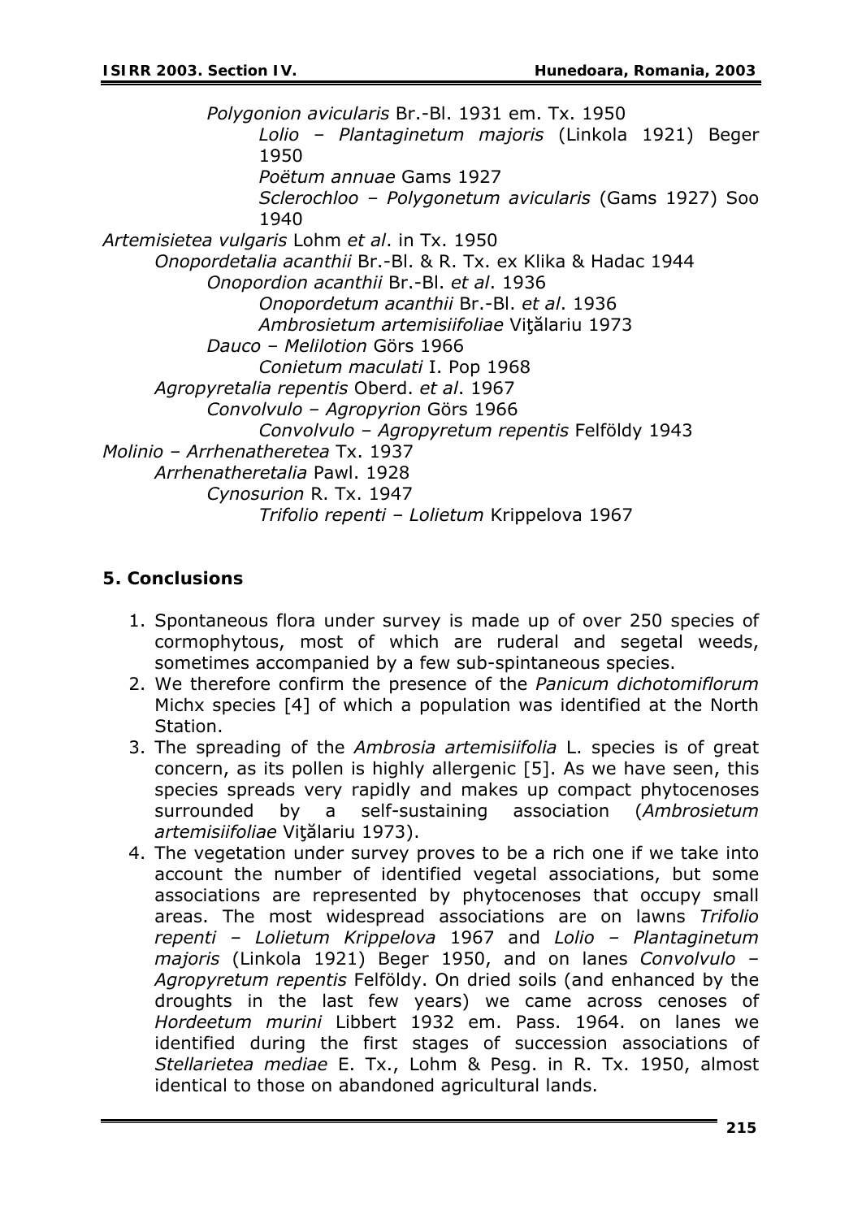*Polygonion avicularis* Br.-Bl. 1931 em. Tx. 1950

*Lolio – Plantaginetum majoris* (Linkola 1921) Beger 1950

*Poëtum annuae* Gams 1927

*Sclerochloo – Polygonetum avicularis* (Gams 1927) Soo 1940

*Artemisietea vulgaris* Lohm *et al*. in Tx. 1950

*Onopordetalia acanthii* Br.-Bl. & R. Tx. ex Klika & Hadac 1944

*Onopordion acanthii* Br.-Bl. *et al*. 1936

*Onopordetum acanthii* Br.-Bl. *et al*. 1936

*Ambrosietum artemisiifoliae* Viţălariu 1973

*Dauco – Melilotion* Görs 1966

*Conietum maculati* I. Pop 1968

*Agropyretalia repentis* Oberd. *et al*. 1967

*Convolvulo – Agropyrion* Görs 1966

*Convolvulo – Agropyretum repentis* Felföldy 1943

*Molinio – Arrhenatheretea* Tx. 1937

*Arrhenatheretalia* Pawl. 1928

*Cynosurion* R. Tx. 1947

*Trifolio repenti – Lolietum* Krippelova 1967

## 5. Conclusions

1. Spontaneous flora under survey is made up of over 250 species of cormophytous, most of which are ruderal and segetal weeds, sometimes accompanied by a few sub-spintaneous species.
2. We therefore confirm the presence of the *Panicum dichotomiflorum* Michx species [4] of which a population was identified at the North Station.
3. The spreading of the *Ambrosia artemisiifolia* L. species is of great concern, as its pollen is highly allergenic [5]. As we have seen, this species spreads very rapidly and makes up compact phytocenoses surrounded by a self-sustaining association (*Ambrosietum artemisiifoliae* Viţălariu 1973).
4. The vegetation under survey proves to be a rich one if we take into account the number of identified vegetal associations, but some associations are represented by phytocenoses that occupy small areas. The most widespread associations are on lawns *Trifolio repenti – Lolietum Krippelova* 1967 and *Lolio – Plantaginetum majoris* (Linkola 1921) Beger 1950, and on lanes *Convolvulo – Agropyretum repentis* Felföldy. On dried soils (and enhanced by the droughts in the last few years) we came across cenoses of *Hordeetum murini* Libbert 1932 em. Pass. 1964. on lanes we identified during the first stages of succession associations of *Stellarietea mediae* E. Tx., Lohm & Pesg. in R. Tx. 1950, almost identical to those on abandoned agricultural lands.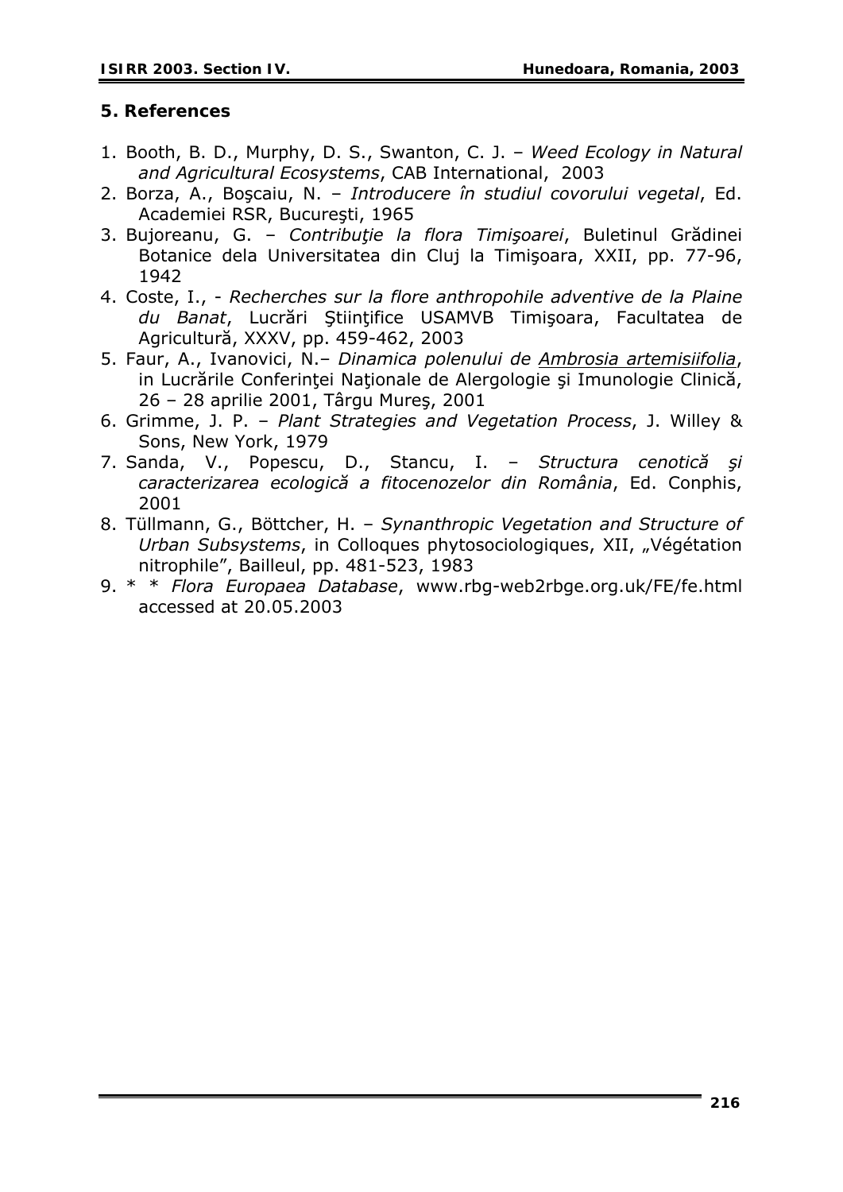## 5. References

1. Booth, B. D., Murphy, D. S., Swanton, C. J. – *Weed Ecology in Natural and Agricultural Ecosystems*, CAB International, 2003
2. Borza, A., Boşcaiu, N. – *Introducere în studiul covorului vegetal*, Ed. Academiei RSR, Bucureşti, 1965
3. Bujoreanu, G. – *Contribuţie la flora Timişoarei*, Buletinul Grădinei Botanice dela Universitatea din Cluj la Timişoara, XXII, pp. 77-96, 1942
4. Coste, I., - *Recherches sur la flore anthropohile adventive de la Plaine du Banat*, Lucrări Ştiinţifice USAMVB Timişoara, Facultatea de Agricultură, XXXV, pp. 459-462, 2003
5. Faur, A., Ivanovici, N.– *Dinamica polenului de Ambrosia artemisiifolia*, in Lucrările Conferinţei Naţionale de Alergologie şi Imunologie Clinică, 26 – 28 aprilie 2001, Târgu Mureş, 2001
6. Grimme, J. P. – *Plant Strategies and Vegetation Process*, J. Willey & Sons, New York, 1979
7. Sanda, V., Popescu, D., Stancu, I. – *Structura cenotică şi caracterizarea ecologică a fitocenozelor din România*, Ed. Conphis, 2001
8. Tüllmann, G., Böttcher, H. – *Synanthropic Vegetation and Structure of Urban Subsystems*, in Colloques phytosociologiques, XII, „Végétation nitrophile", Bailleul, pp. 481-523, 1983
9. * * *Flora Europaea Database*, www.rbg-web2rbge.org.uk/FE/fe.html accessed at 20.05.2003